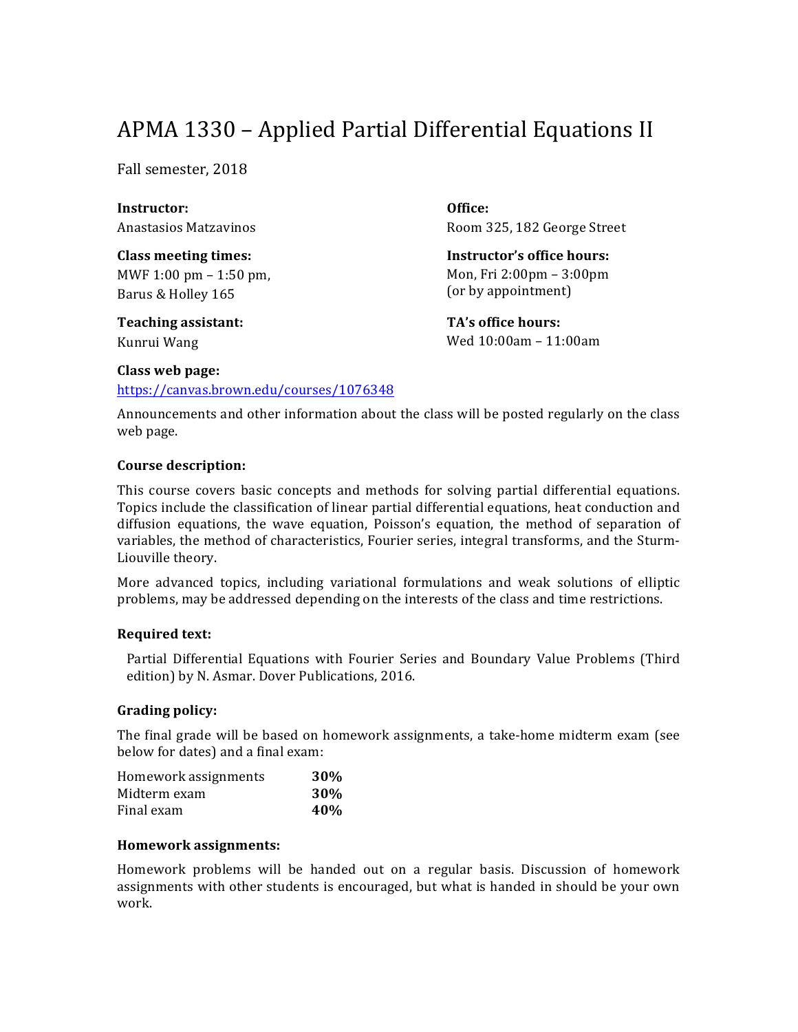# APMA 1330 – Applied Partial Differential Equations II

Fall semester, 2018

**Instructor:**
Anastasios Matzavinos

**Office:**
Room 325, 182 George Street

**Class meeting times:**
MWF 1:00 pm – 1:50 pm,
Barus & Holley 165

**Instructor's office hours:**
Mon, Fri 2:00pm – 3:00pm
(or by appointment)

**Teaching assistant:**
Kunrui Wang

**TA's office hours:**
Wed 10:00am – 11:00am

**Class web page:**
https://canvas.brown.edu/courses/1076348

Announcements and other information about the class will be posted regularly on the class web page.

### Course description:

This course covers basic concepts and methods for solving partial differential equations. Topics include the classification of linear partial differential equations, heat conduction and diffusion equations, the wave equation, Poisson's equation, the method of separation of variables, the method of characteristics, Fourier series, integral transforms, and the Sturm-Liouville theory.

More advanced topics, including variational formulations and weak solutions of elliptic problems, may be addressed depending on the interests of the class and time restrictions.

### Required text:

Partial Differential Equations with Fourier Series and Boundary Value Problems (Third edition) by N. Asmar. Dover Publications, 2016.

### Grading policy:

The final grade will be based on homework assignments, a take-home midterm exam (see below for dates) and a final exam:

| | |
|---|---|
| Homework assignments | **30%** |
| Midterm exam | **30%** |
| Final exam | **40%** |

### Homework assignments:

Homework problems will be handed out on a regular basis. Discussion of homework assignments with other students is encouraged, but what is handed in should be your own work.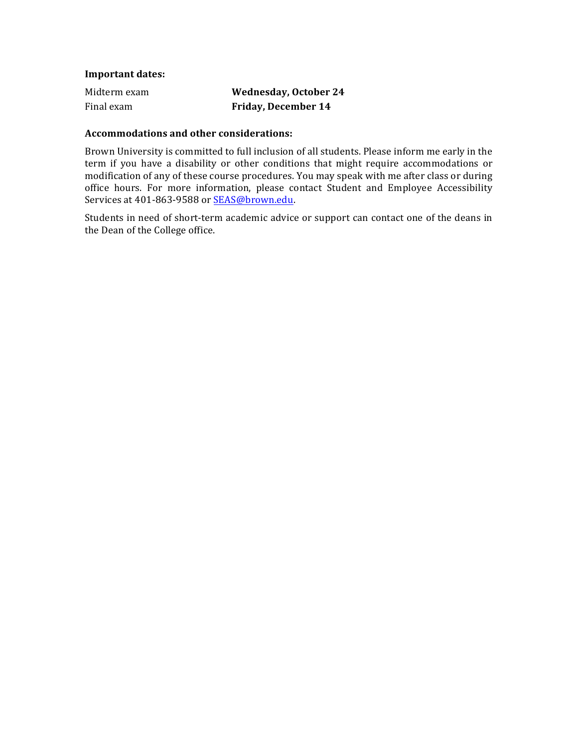**Important dates:**

| | |
|---|---|
| Midterm exam | **Wednesday, October 24** |
| Final exam | **Friday, December 14** |

**Accommodations and other considerations:**

Brown University is committed to full inclusion of all students. Please inform me early in the term if you have a disability or other conditions that might require accommodations or modification of any of these course procedures. You may speak with me after class or during office hours. For more information, please contact Student and Employee Accessibility Services at 401-863-9588 or SEAS@brown.edu.

Students in need of short-term academic advice or support can contact one of the deans in the Dean of the College office.